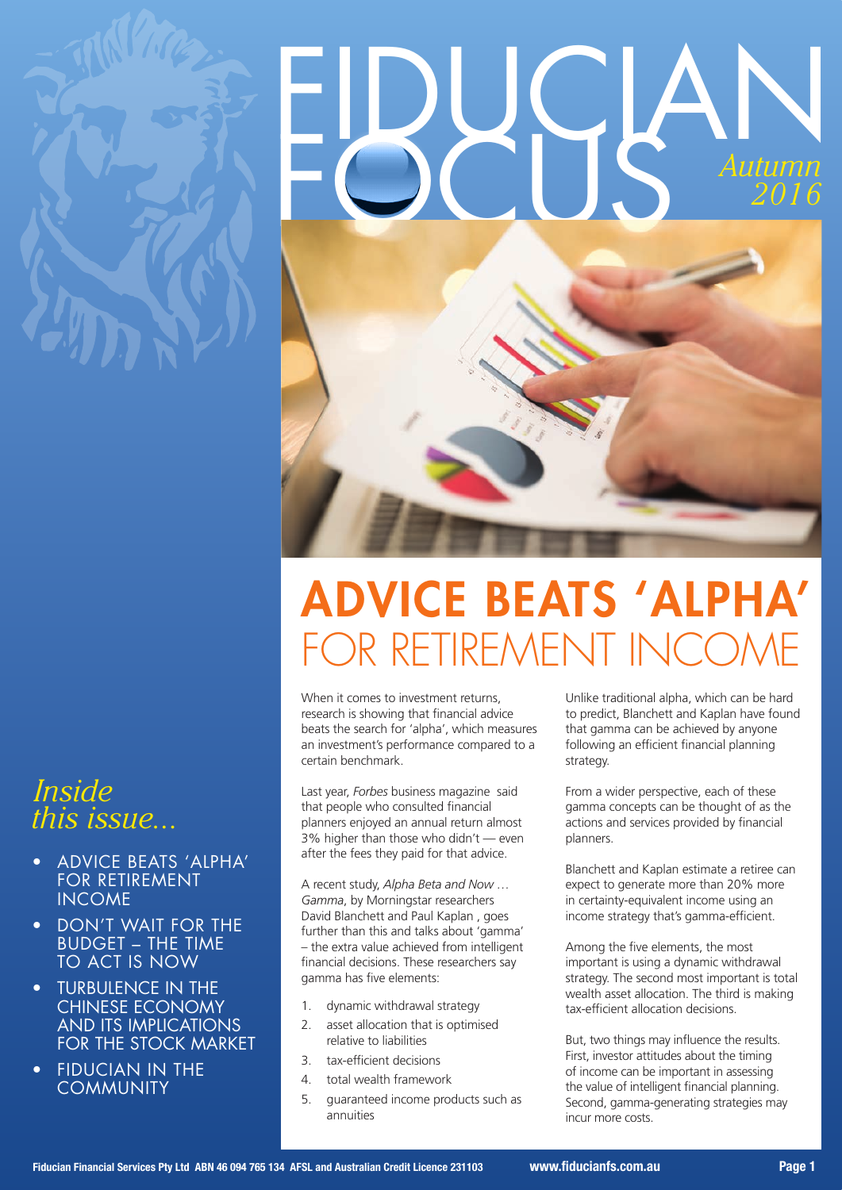# FIDUCIAN FOCUS

*Autumn 2016*

*Inside this issue...*

- ADVICE BEATS 'ALPHA' FOR RETIREMENT INCOME
- DON'T WAIT FOR THE BUDGET – THE TIME TO ACT IS NOW
- TURBULENCE IN THE CHINESE ECONOMY AND ITS IMPLICATIONS FOR THE STOCK MARKET
- FIDUCIAN IN THE COMMUNITY

# ADVICE BEATS 'ALPHA' FOR RETIREMENT INCOME

When it comes to investment returns, research is showing that financial advice beats the search for 'alpha', which measures an investment's performance compared to a certain benchmark.

Last year, *Forbes* business magazine said that people who consulted financial planners enjoyed an annual return almost 3% higher than those who didn't — even after the fees they paid for that advice.

A recent study, *Alpha Beta and Now … Gamma*, by Morningstar researchers David Blanchett and Paul Kaplan , goes further than this and talks about 'gamma' – the extra value achieved from intelligent financial decisions. These researchers say gamma has five elements:

1. dynamic withdrawal strategy
2. asset allocation that is optimised relative to liabilities
3. tax-efficient decisions
4. total wealth framework
5. guaranteed income products such as annuities

Unlike traditional alpha, which can be hard to predict, Blanchett and Kaplan have found that gamma can be achieved by anyone following an efficient financial planning strategy.

From a wider perspective, each of these gamma concepts can be thought of as the actions and services provided by financial planners.

Blanchett and Kaplan estimate a retiree can expect to generate more than 20% more in certainty-equivalent income using an income strategy that's gamma-efficient.

Among the five elements, the most important is using a dynamic withdrawal strategy. The second most important is total wealth asset allocation. The third is making tax-efficient allocation decisions.

But, two things may influence the results. First, investor attitudes about the timing of income can be important in assessing the value of intelligent financial planning. Second, gamma-generating strategies may incur more costs.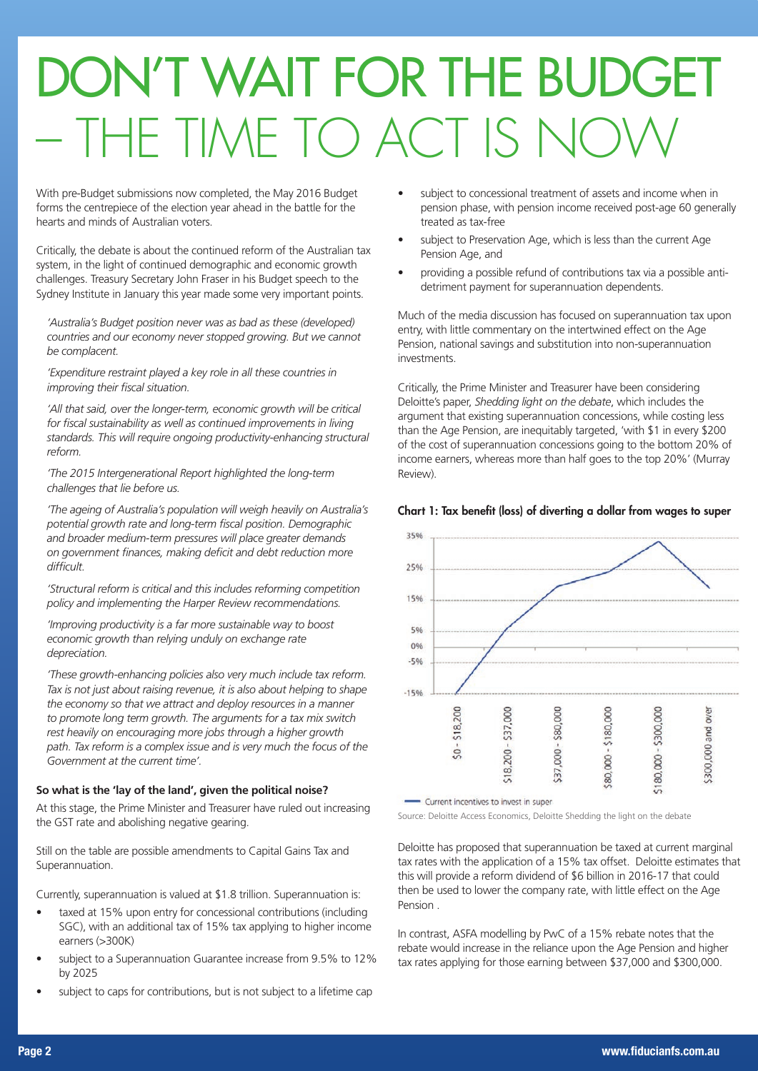# DON'T WAIT FOR THE BUDGET – THE TIME TO ACT IS NOW

With pre-Budget submissions now completed, the May 2016 Budget forms the centrepiece of the election year ahead in the battle for the hearts and minds of Australian voters.

Critically, the debate is about the continued reform of the Australian tax system, in the light of continued demographic and economic growth challenges. Treasury Secretary John Fraser in his Budget speech to the Sydney Institute in January this year made some very important points.

*'Australia's Budget position never was as bad as these (developed) countries and our economy never stopped growing. But we cannot be complacent.*

*'Expenditure restraint played a key role in all these countries in improving their fiscal situation.*

*'All that said, over the longer-term, economic growth will be critical for fiscal sustainability as well as continued improvements in living standards. This will require ongoing productivity-enhancing structural reform.*

*'The 2015 Intergenerational Report highlighted the long-term challenges that lie before us.*

*'The ageing of Australia's population will weigh heavily on Australia's potential growth rate and long-term fiscal position. Demographic and broader medium-term pressures will place greater demands on government finances, making deficit and debt reduction more difficult.*

*'Structural reform is critical and this includes reforming competition policy and implementing the Harper Review recommendations.*

*'Improving productivity is a far more sustainable way to boost economic growth than relying unduly on exchange rate depreciation.*

*'These growth-enhancing policies also very much include tax reform. Tax is not just about raising revenue, it is also about helping to shape the economy so that we attract and deploy resources in a manner to promote long term growth. The arguments for a tax mix switch rest heavily on encouraging more jobs through a higher growth path. Tax reform is a complex issue and is very much the focus of the Government at the current time'.*

### So what is the 'lay of the land', given the political noise?

At this stage, the Prime Minister and Treasurer have ruled out increasing the GST rate and abolishing negative gearing.

Still on the table are possible amendments to Capital Gains Tax and Superannuation.

Currently, superannuation is valued at $1.8 trillion. Superannuation is:

- taxed at 15% upon entry for concessional contributions (including SGC), with an additional tax of 15% tax applying to higher income earners (>300K)
- subject to a Superannuation Guarantee increase from 9.5% to 12% by 2025
- subject to caps for contributions, but is not subject to a lifetime cap
- subject to concessional treatment of assets and income when in pension phase, with pension income received post-age 60 generally treated as tax-free
- subject to Preservation Age, which is less than the current Age Pension Age, and
- providing a possible refund of contributions tax via a possible anti-detriment payment for superannuation dependents.

Much of the media discussion has focused on superannuation tax upon entry, with little commentary on the intertwined effect on the Age Pension, national savings and substitution into non-superannuation investments.

Critically, the Prime Minister and Treasurer have been considering Deloitte's paper, *Shedding light on the debate*, which includes the argument that existing superannuation concessions, while costing less than the Age Pension, are inequitably targeted, 'with $1 in every $200 of the cost of superannuation concessions going to the bottom 20% of income earners, whereas more than half goes to the top 20%' (Murray Review).

**Chart 1: Tax benefit (loss) of diverting a dollar from wages to super**

Source: Deloitte Access Economics, Deloitte Shedding the light on the debate

Deloitte has proposed that superannuation be taxed at current marginal tax rates with the application of a 15% tax offset. Deloitte estimates that this will provide a reform dividend of $6 billion in 2016-17 that could then be used to lower the company rate, with little effect on the Age Pension .

In contrast, ASFA modelling by PwC of a 15% rebate notes that the rebate would increase in the reliance upon the Age Pension and higher tax rates applying for those earning between $37,000 and $300,000.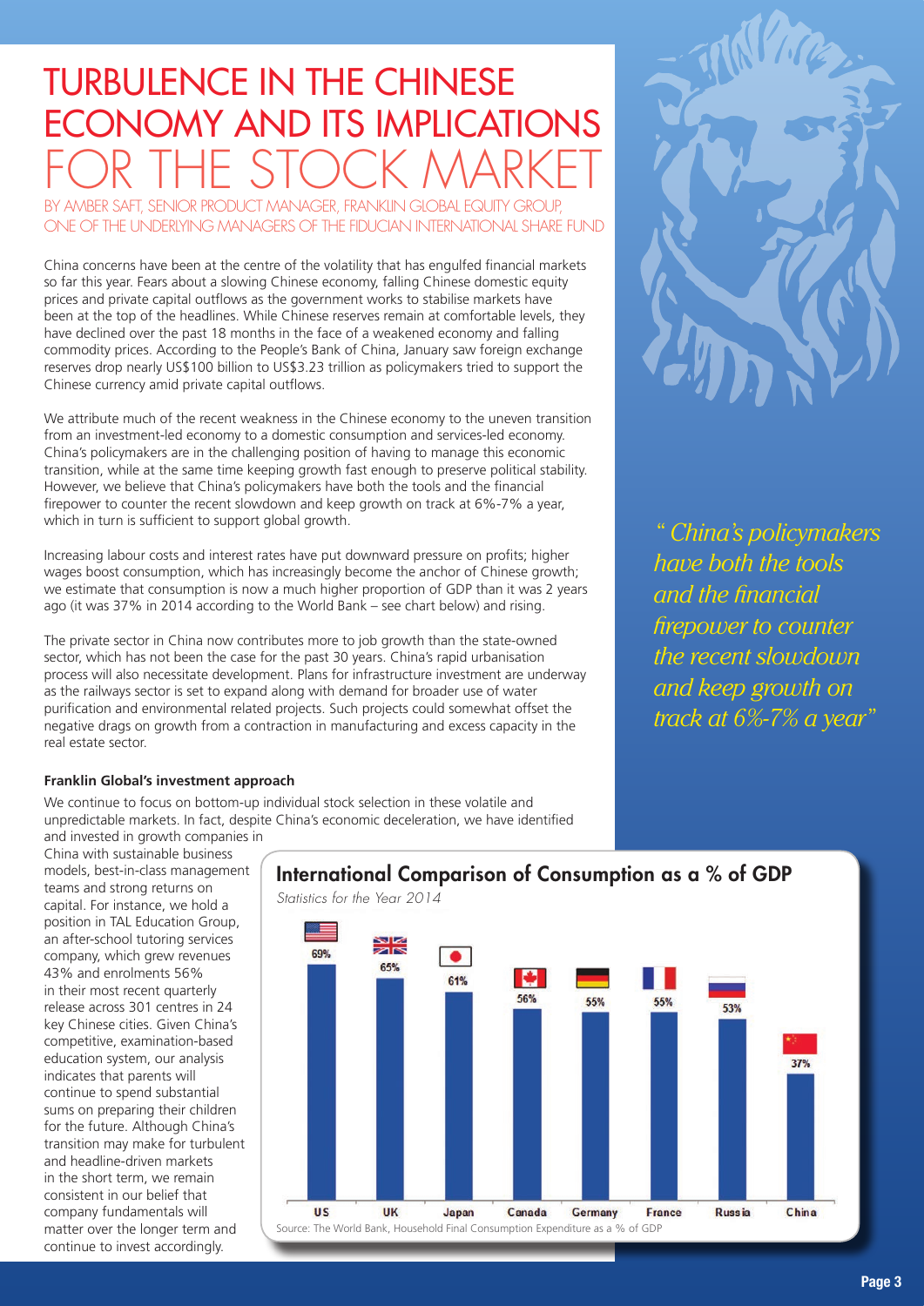# TURBULENCE IN THE CHINESE ECONOMY AND ITS IMPLICATIONS FOR THE STOCK MARKET

BY AMBER SAFT, SENIOR PRODUCT MANAGER, FRANKLIN GLOBAL EQUITY GROUP, ONE OF THE UNDERLYING MANAGERS OF THE FIDUCIAN INTERNATIONAL SHARE FUND

China concerns have been at the centre of the volatility that has engulfed financial markets so far this year. Fears about a slowing Chinese economy, falling Chinese domestic equity prices and private capital outflows as the government works to stabilise markets have been at the top of the headlines. While Chinese reserves remain at comfortable levels, they have declined over the past 18 months in the face of a weakened economy and falling commodity prices. According to the People's Bank of China, January saw foreign exchange reserves drop nearly US$100 billion to US$3.23 trillion as policymakers tried to support the Chinese currency amid private capital outflows.

We attribute much of the recent weakness in the Chinese economy to the uneven transition from an investment-led economy to a domestic consumption and services-led economy. China's policymakers are in the challenging position of having to manage this economic transition, while at the same time keeping growth fast enough to preserve political stability. However, we believe that China's policymakers have both the tools and the financial firepower to counter the recent slowdown and keep growth on track at 6%-7% a year, which in turn is sufficient to support global growth.

> *"China's policymakers have both the tools and the financial firepower to counter the recent slowdown and keep growth on track at 6%-7% a year"*

Increasing labour costs and interest rates have put downward pressure on profits; higher wages boost consumption, which has increasingly become the anchor of Chinese growth; we estimate that consumption is now a much higher proportion of GDP than it was 2 years ago (it was 37% in 2014 according to the World Bank – see chart below) and rising.

The private sector in China now contributes more to job growth than the state-owned sector, which has not been the case for the past 30 years. China's rapid urbanisation process will also necessitate development. Plans for infrastructure investment are underway as the railways sector is set to expand along with demand for broader use of water purification and environmental related projects. Such projects could somewhat offset the negative drags on growth from a contraction in manufacturing and excess capacity in the real estate sector.

**Franklin Global's investment approach**

We continue to focus on bottom-up individual stock selection in these volatile and unpredictable markets. In fact, despite China's economic deceleration, we have identified and invested in growth companies in China with sustainable business models, best-in-class management teams and strong returns on capital. For instance, we hold a position in TAL Education Group, an after-school tutoring services company, which grew revenues 43% and enrolments 56% in their most recent quarterly release across 301 centres in 24 key Chinese cities. Given China's competitive, examination-based education system, our analysis indicates that parents will continue to spend substantial sums on preparing their children for the future. Although China's transition may make for turbulent and headline-driven markets in the short term, we remain consistent in our belief that company fundamentals will matter over the longer term and continue to invest accordingly.

## International Comparison of Consumption as a % of GDP

*Statistics for the Year 2014*

| Country | Consumption as % of GDP |
|---|---|
| US | 69% |
| UK | 65% |
| Japan | 61% |
| Canada | 56% |
| Germany | 55% |
| France | 55% |
| Russia | 53% |
| China | 37% |

Source: The World Bank, Household Final Consumption Expenditure as a % of GDP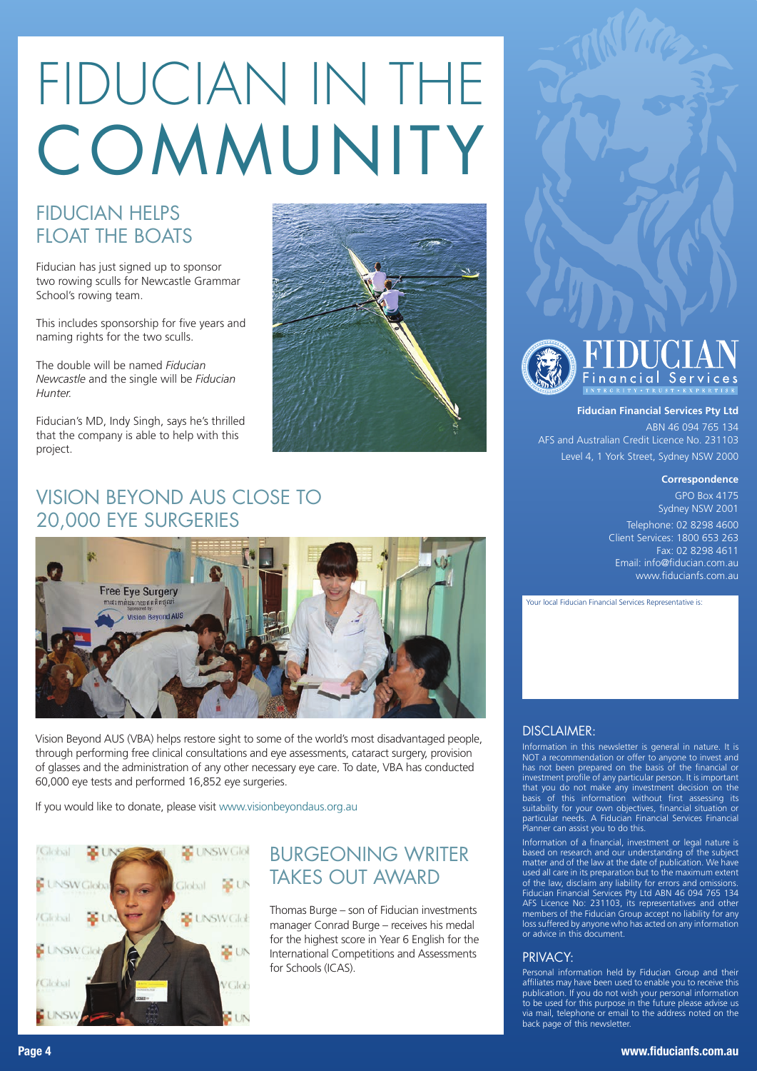# FIDUCIAN IN THE COMMUNITY

## FIDUCIAN HELPS FLOAT THE BOATS

Fiducian has just signed up to sponsor two rowing sculls for Newcastle Grammar School's rowing team.

This includes sponsorship for five years and naming rights for the two sculls.

The double will be named *Fiducian Newcastle* and the single will be *Fiducian Hunter.*

Fiducian's MD, Indy Singh, says he's thrilled that the company is able to help with this project.

## VISION BEYOND AUS CLOSE TO 20,000 EYE SURGERIES

Vision Beyond AUS (VBA) helps restore sight to some of the world's most disadvantaged people, through performing free clinical consultations and eye assessments, cataract surgery, provision of glasses and the administration of any other necessary eye care. To date, VBA has conducted 60,000 eye tests and performed 16,852 eye surgeries.

If you would like to donate, please visit www.visionbeyondaus.org.au

## BURGEONING WRITER TAKES OUT AWARD

Thomas Burge – son of Fiducian investments manager Conrad Burge – receives his medal for the highest score in Year 6 English for the International Competitions and Assessments for Schools (ICAS).

FIDUCIAN Financial Services
INTEGRITY • TRUST • EXPERTISE

**Fiducian Financial Services Pty Ltd**
ABN 46 094 765 134
AFS and Australian Credit Licence No. 231103
Level 4, 1 York Street, Sydney NSW 2000

**Correspondence**
GPO Box 4175
Sydney NSW 2001
Telephone: 02 8298 4600
Client Services: 1800 653 263
Fax: 02 8298 4611
Email: info@fiducian.com.au
www.fiducianfs.com.au

Your local Fiducian Financial Services Representative is:

## DISCLAIMER:

Information in this newsletter is general in nature. It is NOT a recommendation or offer to anyone to invest and has not been prepared on the basis of the financial or investment profile of any particular person. It is important that you do not make any investment decision on the basis of this information without first assessing its suitability for your own objectives, financial situation or particular needs. A Fiducian Financial Services Financial Planner can assist you to do this.

Information of a financial, investment or legal nature is based on research and our understanding of the subject matter and of the law at the date of publication. We have used all care in its preparation but to the maximum extent of the law, disclaim any liability for errors and omissions. Fiducian Financial Services Pty Ltd ABN 46 094 765 134 AFS Licence No: 231103, its representatives and other members of the Fiducian Group accept no liability for any loss suffered by anyone who has acted on any information or advice in this document.

## PRIVACY:

Personal information held by Fiducian Group and their affiliates may have been used to enable you to receive this publication. If you do not wish your personal information to be used for this purpose in the future please advise us via mail, telephone or email to the address noted on the back page of this newsletter.